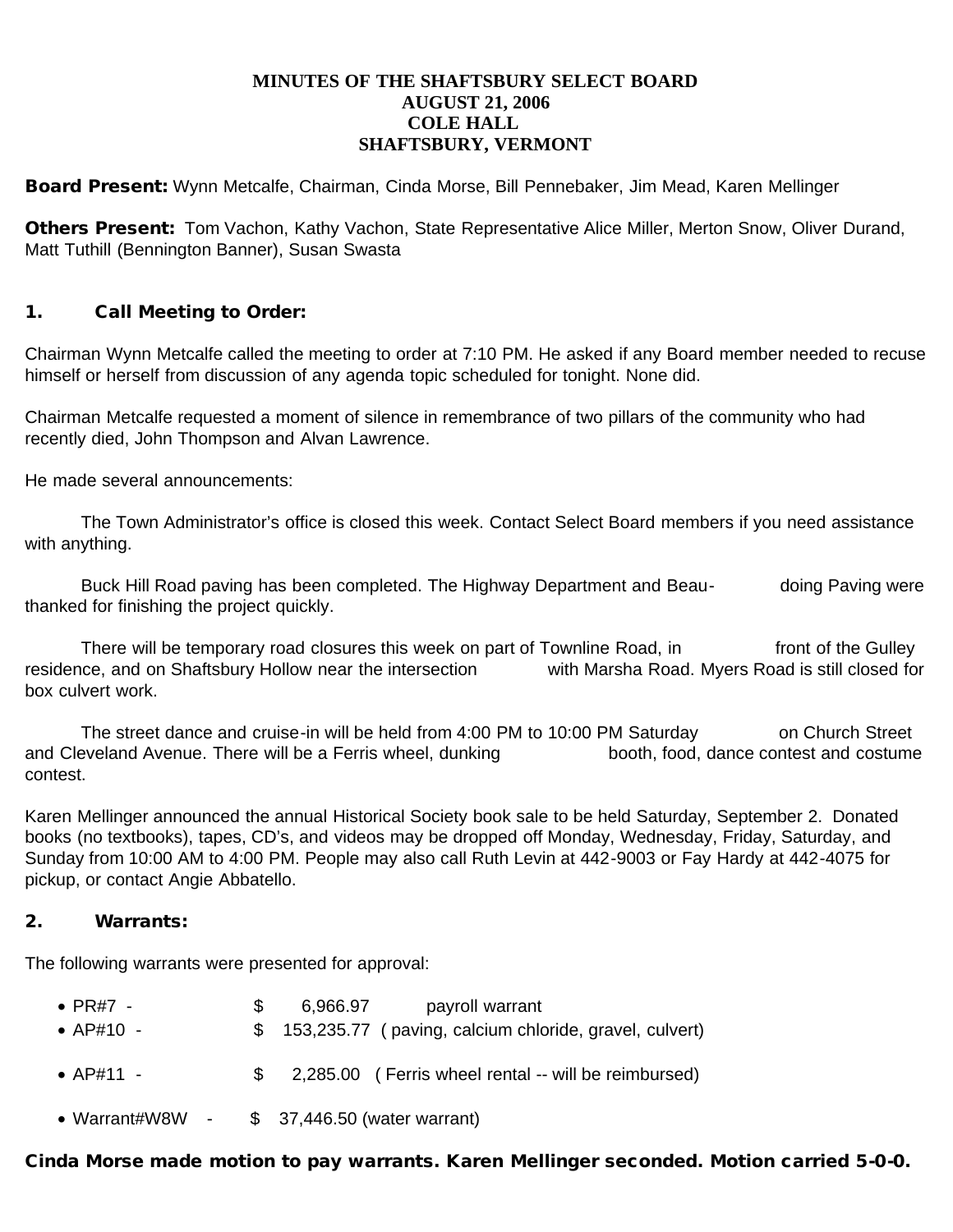# MINUTES OF THE SHAFTSBURY SELECT BOARD
## AUGUST 21, 2006
## COLE HALL
## SHAFTSBURY, VERMONT

**Board Present:** Wynn Metcalfe, Chairman, Cinda Morse, Bill Pennebaker, Jim Mead, Karen Mellinger

**Others Present:** Tom Vachon, Kathy Vachon, State Representative Alice Miller, Merton Snow, Oliver Durand, Matt Tuthill (Bennington Banner), Susan Swasta

### 1. Call Meeting to Order:

Chairman Wynn Metcalfe called the meeting to order at 7:10 PM. He asked if any Board member needed to recuse himself or herself from discussion of any agenda topic scheduled for tonight. None did.

Chairman Metcalfe requested a moment of silence in remembrance of two pillars of the community who had recently died, John Thompson and Alvan Lawrence.

He made several announcements:

The Town Administrator's office is closed this week. Contact Select Board members if you need assistance with anything.

Buck Hill Road paving has been completed. The Highway Department and Beau- doing Paving were thanked for finishing the project quickly.

There will be temporary road closures this week on part of Townline Road, in front of the Gulley residence, and on Shaftsbury Hollow near the intersection with Marsha Road. Myers Road is still closed for box culvert work.

The street dance and cruise-in will be held from 4:00 PM to 10:00 PM Saturday on Church Street and Cleveland Avenue. There will be a Ferris wheel, dunking booth, food, dance contest and costume contest.

Karen Mellinger announced the annual Historical Society book sale to be held Saturday, September 2. Donated books (no textbooks), tapes, CD's, and videos may be dropped off Monday, Wednesday, Friday, Saturday, and Sunday from 10:00 AM to 4:00 PM. People may also call Ruth Levin at 442-9003 or Fay Hardy at 442-4075 for pickup, or contact Angie Abbatello.

### 2. Warrants:

The following warrants were presented for approval:

- PR#7 - $ 6,966.97 payroll warrant
- AP#10 - $ 153,235.77 ( paving, calcium chloride, gravel, culvert)
- AP#11 - $ 2,285.00 ( Ferris wheel rental -- will be reimbursed)
- Warrant#W8W - $ 37,446.50 (water warrant)

**Cinda Morse made motion to pay warrants. Karen Mellinger seconded. Motion carried 5-0-0.**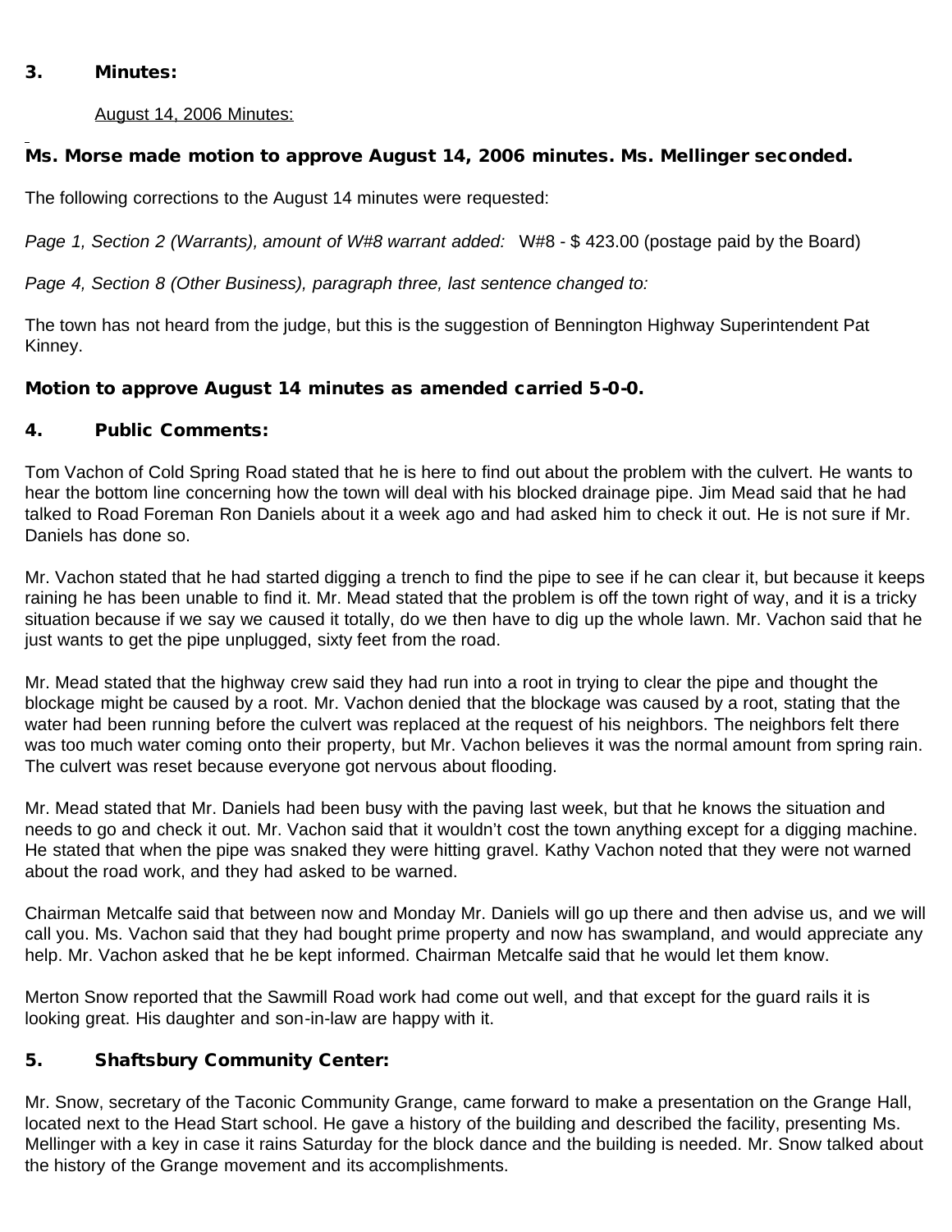**3. Minutes:**

August 14, 2006 Minutes:

**Ms. Morse made motion to approve August 14, 2006 minutes. Ms. Mellinger seconded.**

The following corrections to the August 14 minutes were requested:

*Page 1, Section 2 (Warrants), amount of W#8 warrant added:* W#8 - $ 423.00 (postage paid by the Board)

*Page 4, Section 8 (Other Business), paragraph three, last sentence changed to:*

The town has not heard from the judge, but this is the suggestion of Bennington Highway Superintendent Pat Kinney.

**Motion to approve August 14 minutes as amended carried 5-0-0.**

**4. Public Comments:**

Tom Vachon of Cold Spring Road stated that he is here to find out about the problem with the culvert. He wants to hear the bottom line concerning how the town will deal with his blocked drainage pipe. Jim Mead said that he had talked to Road Foreman Ron Daniels about it a week ago and had asked him to check it out. He is not sure if Mr. Daniels has done so.

Mr. Vachon stated that he had started digging a trench to find the pipe to see if he can clear it, but because it keeps raining he has been unable to find it. Mr. Mead stated that the problem is off the town right of way, and it is a tricky situation because if we say we caused it totally, do we then have to dig up the whole lawn. Mr. Vachon said that he just wants to get the pipe unplugged, sixty feet from the road.

Mr. Mead stated that the highway crew said they had run into a root in trying to clear the pipe and thought the blockage might be caused by a root. Mr. Vachon denied that the blockage was caused by a root, stating that the water had been running before the culvert was replaced at the request of his neighbors. The neighbors felt there was too much water coming onto their property, but Mr. Vachon believes it was the normal amount from spring rain. The culvert was reset because everyone got nervous about flooding.

Mr. Mead stated that Mr. Daniels had been busy with the paving last week, but that he knows the situation and needs to go and check it out. Mr. Vachon said that it wouldn't cost the town anything except for a digging machine. He stated that when the pipe was snaked they were hitting gravel. Kathy Vachon noted that they were not warned about the road work, and they had asked to be warned.

Chairman Metcalfe said that between now and Monday Mr. Daniels will go up there and then advise us, and we will call you. Ms. Vachon said that they had bought prime property and now has swampland, and would appreciate any help. Mr. Vachon asked that he be kept informed. Chairman Metcalfe said that he would let them know.

Merton Snow reported that the Sawmill Road work had come out well, and that except for the guard rails it is looking great. His daughter and son-in-law are happy with it.

**5. Shaftsbury Community Center:**

Mr. Snow, secretary of the Taconic Community Grange, came forward to make a presentation on the Grange Hall, located next to the Head Start school. He gave a history of the building and described the facility, presenting Ms. Mellinger with a key in case it rains Saturday for the block dance and the building is needed. Mr. Snow talked about the history of the Grange movement and its accomplishments.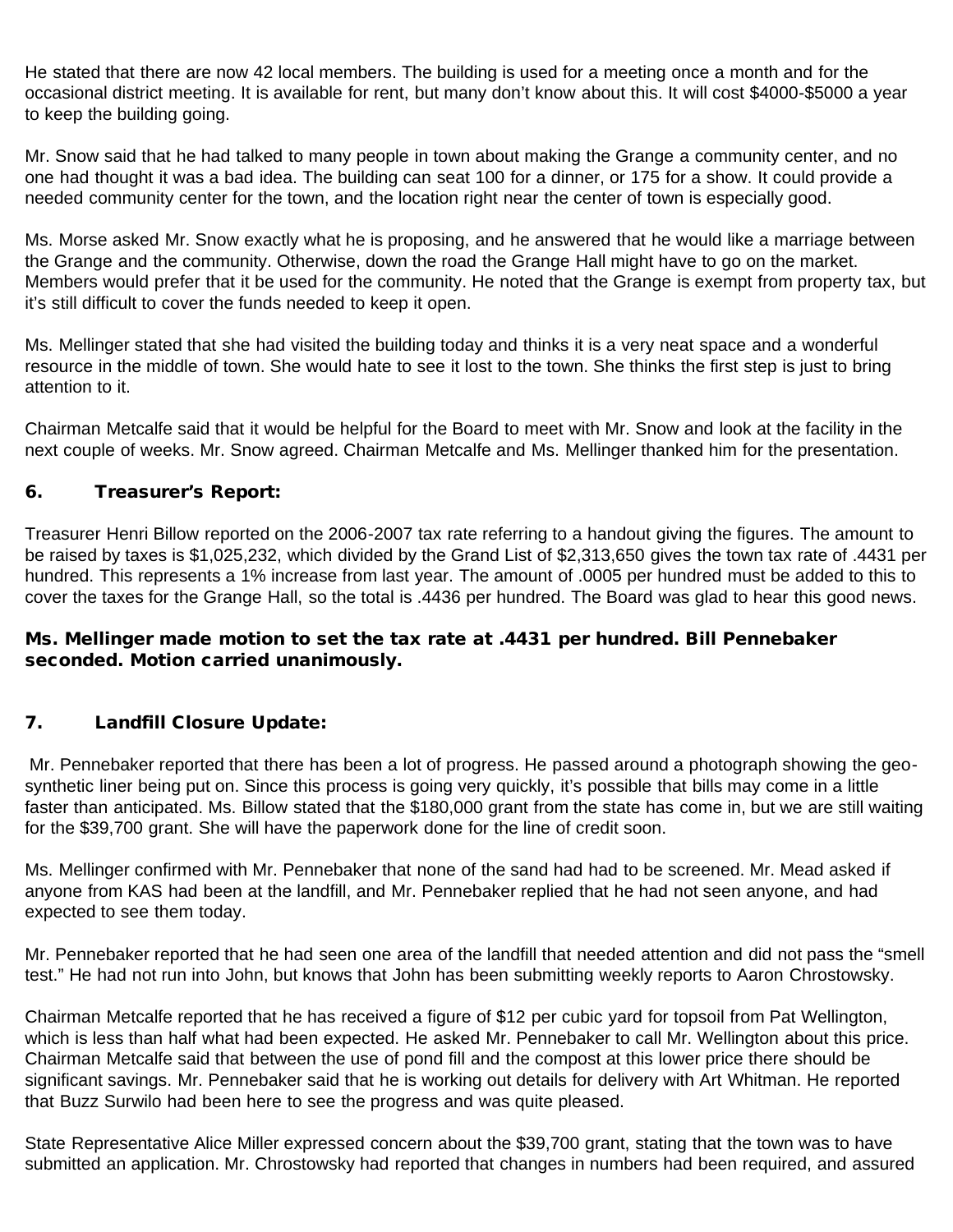He stated that there are now 42 local members. The building is used for a meeting once a month and for the occasional district meeting. It is available for rent, but many don't know about this. It will cost $4000-$5000 a year to keep the building going.

Mr. Snow said that he had talked to many people in town about making the Grange a community center, and no one had thought it was a bad idea. The building can seat 100 for a dinner, or 175 for a show. It could provide a needed community center for the town, and the location right near the center of town is especially good.

Ms. Morse asked Mr. Snow exactly what he is proposing, and he answered that he would like a marriage between the Grange and the community. Otherwise, down the road the Grange Hall might have to go on the market. Members would prefer that it be used for the community. He noted that the Grange is exempt from property tax, but it's still difficult to cover the funds needed to keep it open.

Ms. Mellinger stated that she had visited the building today and thinks it is a very neat space and a wonderful resource in the middle of town. She would hate to see it lost to the town. She thinks the first step is just to bring attention to it.

Chairman Metcalfe said that it would be helpful for the Board to meet with Mr. Snow and look at the facility in the next couple of weeks. Mr. Snow agreed. Chairman Metcalfe and Ms. Mellinger thanked him for the presentation.

## 6. Treasurer's Report:

Treasurer Henri Billow reported on the 2006-2007 tax rate referring to a handout giving the figures. The amount to be raised by taxes is $1,025,232, which divided by the Grand List of $2,313,650 gives the town tax rate of .4431 per hundred. This represents a 1% increase from last year. The amount of .0005 per hundred must be added to this to cover the taxes for the Grange Hall, so the total is .4436 per hundred. The Board was glad to hear this good news.

**Ms. Mellinger made motion to set the tax rate at .4431 per hundred. Bill Pennebaker seconded. Motion carried unanimously.**

## 7. Landfill Closure Update:

Mr. Pennebaker reported that there has been a lot of progress. He passed around a photograph showing the geo-synthetic liner being put on. Since this process is going very quickly, it's possible that bills may come in a little faster than anticipated. Ms. Billow stated that the $180,000 grant from the state has come in, but we are still waiting for the $39,700 grant. She will have the paperwork done for the line of credit soon.

Ms. Mellinger confirmed with Mr. Pennebaker that none of the sand had had to be screened. Mr. Mead asked if anyone from KAS had been at the landfill, and Mr. Pennebaker replied that he had not seen anyone, and had expected to see them today.

Mr. Pennebaker reported that he had seen one area of the landfill that needed attention and did not pass the "smell test." He had not run into John, but knows that John has been submitting weekly reports to Aaron Chrostowsky.

Chairman Metcalfe reported that he has received a figure of $12 per cubic yard for topsoil from Pat Wellington, which is less than half what had been expected. He asked Mr. Pennebaker to call Mr. Wellington about this price. Chairman Metcalfe said that between the use of pond fill and the compost at this lower price there should be significant savings. Mr. Pennebaker said that he is working out details for delivery with Art Whitman. He reported that Buzz Surwilo had been here to see the progress and was quite pleased.

State Representative Alice Miller expressed concern about the $39,700 grant, stating that the town was to have submitted an application. Mr. Chrostowsky had reported that changes in numbers had been required, and assured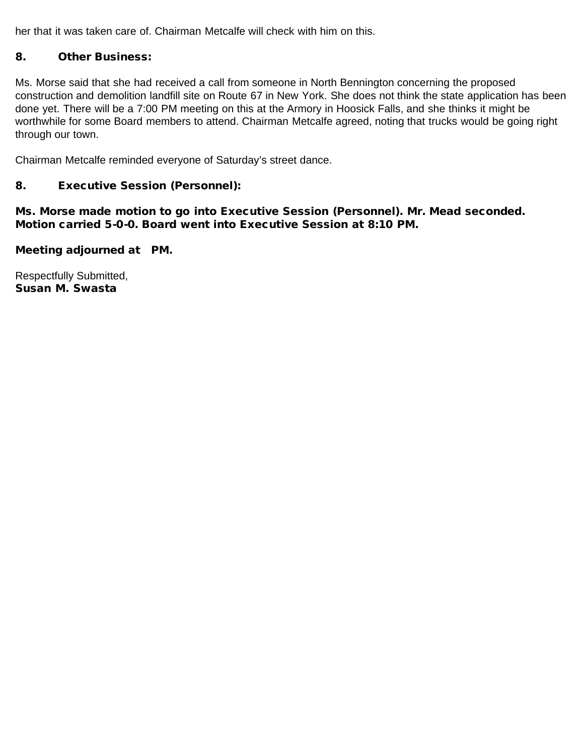her that it was taken care of. Chairman Metcalfe will check with him on this.

## 8. Other Business:

Ms. Morse said that she had received a call from someone in North Bennington concerning the proposed construction and demolition landfill site on Route 67 in New York. She does not think the state application has been done yet. There will be a 7:00 PM meeting on this at the Armory in Hoosick Falls, and she thinks it might be worthwhile for some Board members to attend. Chairman Metcalfe agreed, noting that trucks would be going right through our town.

Chairman Metcalfe reminded everyone of Saturday's street dance.

## 8. Executive Session (Personnel):

**Ms. Morse made motion to go into Executive Session (Personnel). Mr. Mead seconded. Motion carried 5-0-0. Board went into Executive Session at 8:10 PM.**

**Meeting adjourned at   PM.**

Respectfully Submitted,
**Susan M. Swasta**